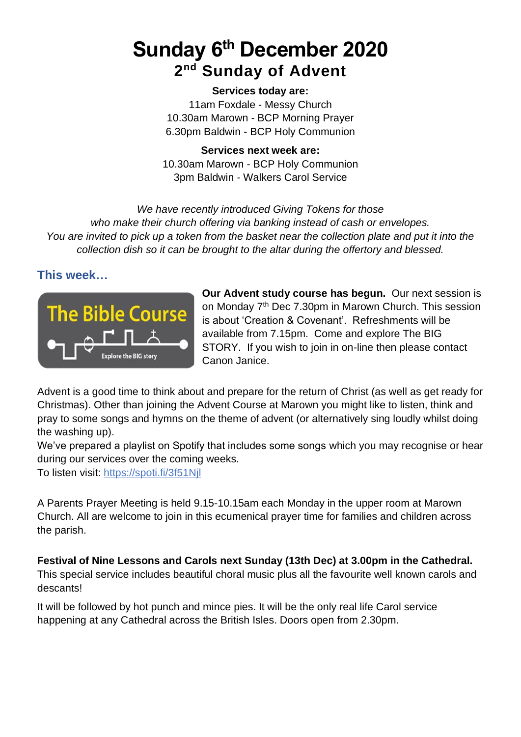# Sunday 6th December 2020

## 2nd Sunday of Advent

**Services today are:**

11am Foxdale - Messy Church

10.30am Marown - BCP Morning Prayer

6.30pm Baldwin - BCP Holy Communion

**Services next week are:**

10.30am Marown - BCP Holy Communion

3pm Baldwin - Walkers Carol Service

*We have recently introduced Giving Tokens for those who make their church offering via banking instead of cash or envelopes. You are invited to pick up a token from the basket near the collection plate and put it into the collection dish so it can be brought to the altar during the offertory and blessed.*

### This week…

The Bible Course

Explore the BIG story

**Our Advent study course has begun.** Our next session is on Monday 7th Dec 7.30pm in Marown Church. This session is about 'Creation & Covenant'. Refreshments will be available from 7.15pm. Come and explore The BIG STORY. If you wish to join in on-line then please contact Canon Janice.

Advent is a good time to think about and prepare for the return of Christ (as well as get ready for Christmas). Other than joining the Advent Course at Marown you might like to listen, think and pray to some songs and hymns on the theme of advent (or alternatively sing loudly whilst doing the washing up).

We've prepared a playlist on Spotify that includes some songs which you may recognise or hear during our services over the coming weeks.

To listen visit: https://spoti.fi/3f51Njl

A Parents Prayer Meeting is held 9.15-10.15am each Monday in the upper room at Marown Church. All are welcome to join in this ecumenical prayer time for families and children across the parish.

**Festival of Nine Lessons and Carols next Sunday (13th Dec) at 3.00pm in the Cathedral.** This special service includes beautiful choral music plus all the favourite well known carols and descants!

It will be followed by hot punch and mince pies. It will be the only real life Carol service happening at any Cathedral across the British Isles. Doors open from 2.30pm.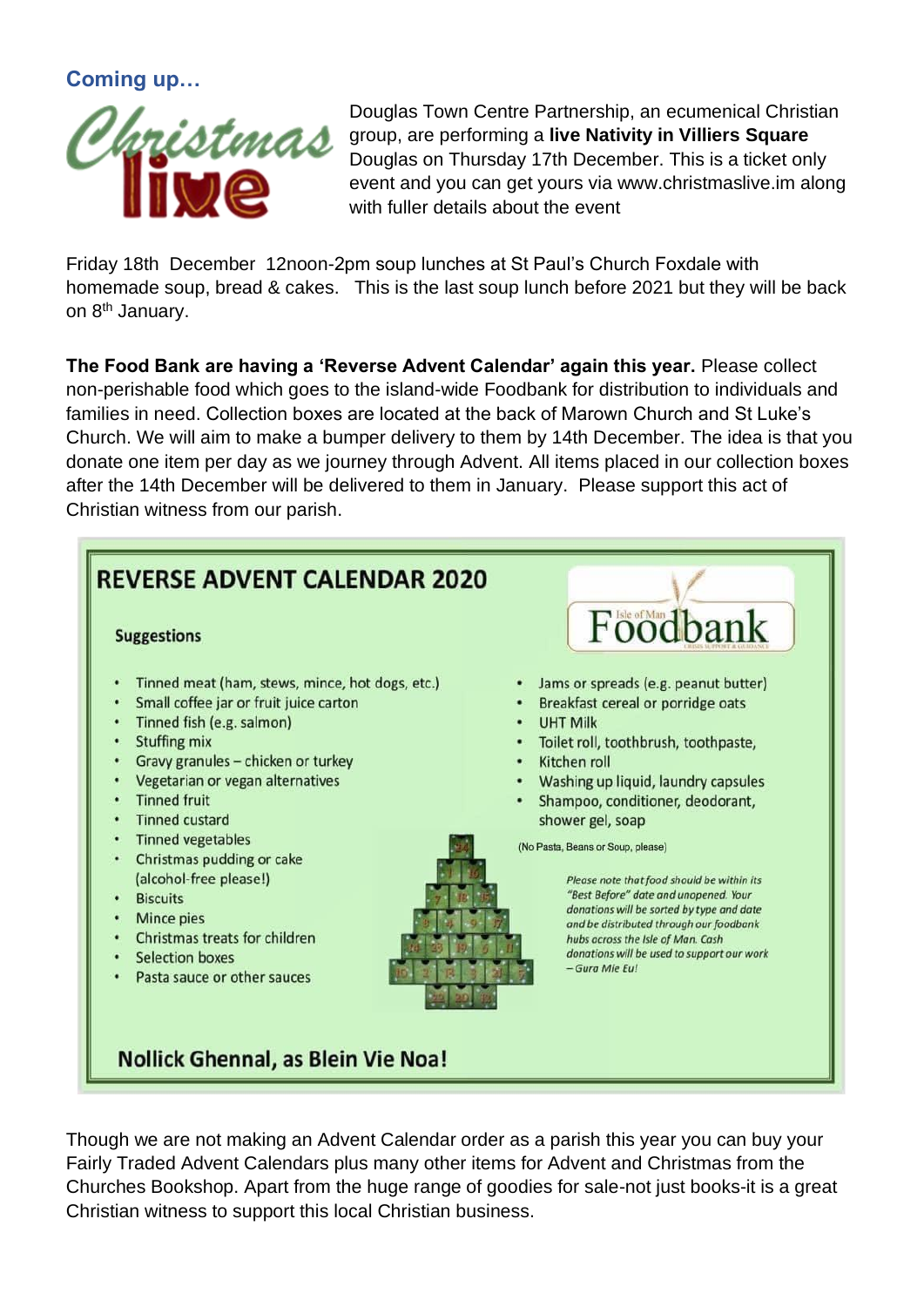## Coming up…

Douglas Town Centre Partnership, an ecumenical Christian group, are performing a **live Nativity in Villiers Square** Douglas on Thursday 17th December. This is a ticket only event and you can get yours via www.christmaslive.im along with fuller details about the event

Friday 18th December 12noon-2pm soup lunches at St Paul's Church Foxdale with homemade soup, bread & cakes. This is the last soup lunch before 2021 but they will be back on 8th January.

**The Food Bank are having a 'Reverse Advent Calendar' again this year.** Please collect non-perishable food which goes to the island-wide Foodbank for distribution to individuals and families in need. Collection boxes are located at the back of Marown Church and St Luke's Church. We will aim to make a bumper delivery to them by 14th December. The idea is that you donate one item per day as we journey through Advent. All items placed in our collection boxes after the 14th December will be delivered to them in January. Please support this act of Christian witness from our parish.

### REVERSE ADVENT CALENDAR 2020

Isle of Man Foodbank

**Suggestions**

- Tinned meat (ham, stews, mince, hot dogs, etc.)
- Small coffee jar or fruit juice carton
- Tinned fish (e.g. salmon)
- Stuffing mix
- Gravy granules – chicken or turkey
- Vegetarian or vegan alternatives
- Tinned fruit
- Tinned custard
- Tinned vegetables
- Christmas pudding or cake (alcohol-free please!)
- Biscuits
- Mince pies
- Christmas treats for children
- Selection boxes
- Pasta sauce or other sauces
- Jams or spreads (e.g. peanut butter)
- Breakfast cereal or porridge oats
- UHT Milk
- Toilet roll, toothbrush, toothpaste,
- Kitchen roll
- Washing up liquid, laundry capsules
- Shampoo, conditioner, deodorant, shower gel, soap

(No Pasta, Beans or Soup, please)

*Please note that food should be within its "Best Before" date and unopened. Your donations will be sorted by type and date and be distributed through our foodbank hubs across the Isle of Man. Cash donations will be used to support our work – Gura Mie Eu!*

**Nollick Ghennal, as Blein Vie Noa!**

Though we are not making an Advent Calendar order as a parish this year you can buy your Fairly Traded Advent Calendars plus many other items for Advent and Christmas from the Churches Bookshop. Apart from the huge range of goodies for sale-not just books-it is a great Christian witness to support this local Christian business.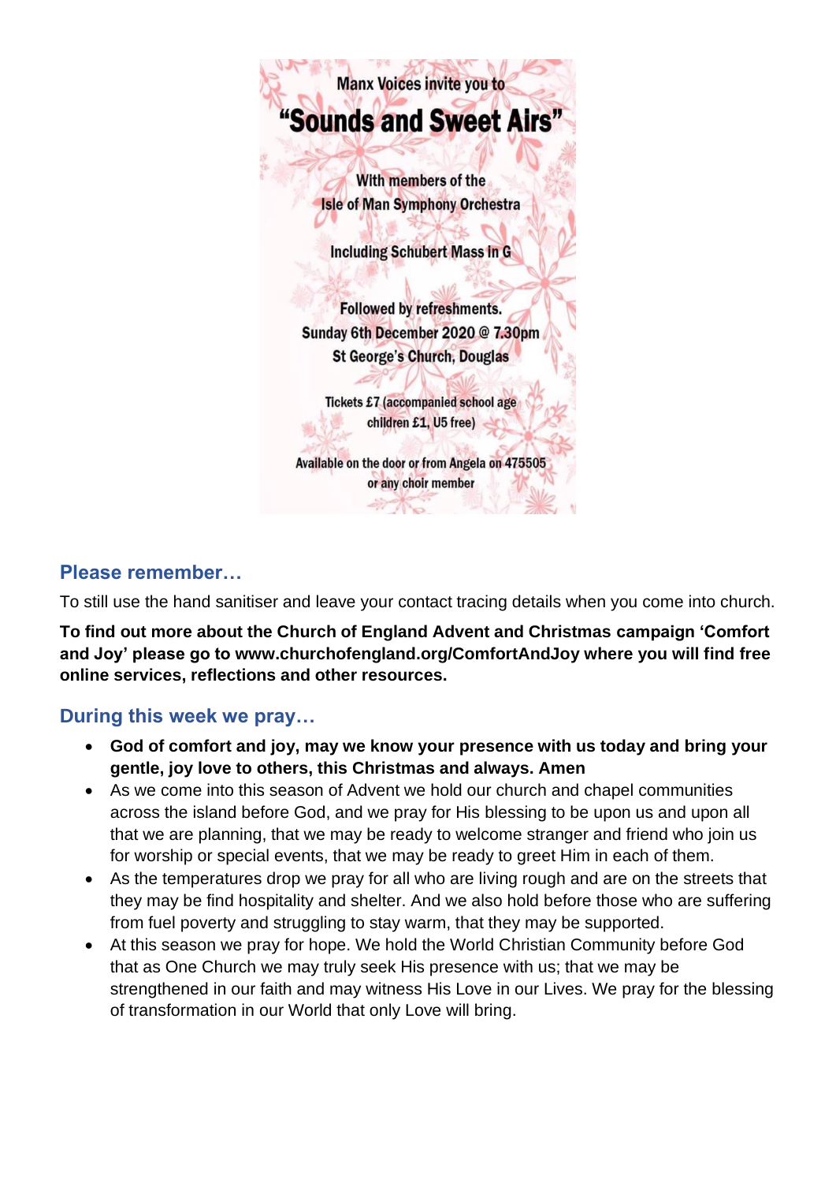Manx Voices invite you to

**"Sounds and Sweet Airs"**

With members of the
Isle of Man Symphony Orchestra

Including Schubert Mass in G

Followed by refreshments.
Sunday 6th December 2020 @ 7.30pm
St George's Church, Douglas

Tickets £7 (accompanied school age children £1, U5 free)

Available on the door or from Angela on 475505 or any choir member

## Please remember…

To still use the hand sanitiser and leave your contact tracing details when you come into church.

**To find out more about the Church of England Advent and Christmas campaign 'Comfort and Joy' please go to www.churchofengland.org/ComfortAndJoy where you will find free online services, reflections and other resources.**

## During this week we pray…

- **God of comfort and joy, may we know your presence with us today and bring your gentle, joy love to others, this Christmas and always. Amen**
- As we come into this season of Advent we hold our church and chapel communities across the island before God, and we pray for His blessing to be upon us and upon all that we are planning, that we may be ready to welcome stranger and friend who join us for worship or special events, that we may be ready to greet Him in each of them.
- As the temperatures drop we pray for all who are living rough and are on the streets that they may be find hospitality and shelter. And we also hold before those who are suffering from fuel poverty and struggling to stay warm, that they may be supported.
- At this season we pray for hope. We hold the World Christian Community before God that as One Church we may truly seek His presence with us; that we may be strengthened in our faith and may witness His Love in our Lives. We pray for the blessing of transformation in our World that only Love will bring.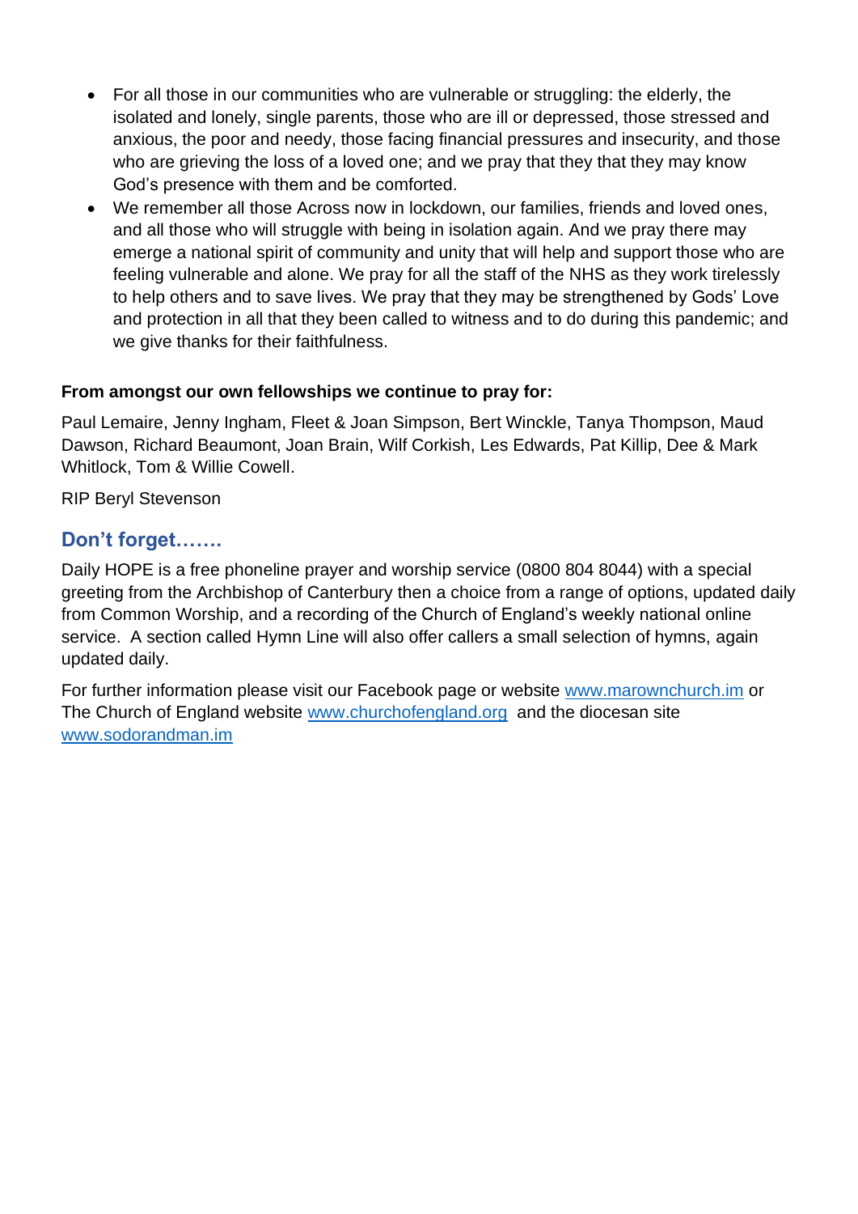- For all those in our communities who are vulnerable or struggling: the elderly, the isolated and lonely, single parents, those who are ill or depressed, those stressed and anxious, the poor and needy, those facing financial pressures and insecurity, and those who are grieving the loss of a loved one; and we pray that they that they may know God's presence with them and be comforted.
- We remember all those Across now in lockdown, our families, friends and loved ones, and all those who will struggle with being in isolation again. And we pray there may emerge a national spirit of community and unity that will help and support those who are feeling vulnerable and alone. We pray for all the staff of the NHS as they work tirelessly to help others and to save lives. We pray that they may be strengthened by Gods' Love and protection in all that they been called to witness and to do during this pandemic; and we give thanks for their faithfulness.

**From amongst our own fellowships we continue to pray for:**

Paul Lemaire, Jenny Ingham, Fleet & Joan Simpson, Bert Winckle, Tanya Thompson, Maud Dawson, Richard Beaumont, Joan Brain, Wilf Corkish, Les Edwards, Pat Killip, Dee & Mark Whitlock, Tom & Willie Cowell.

RIP Beryl Stevenson

## Don't forget…….

Daily HOPE is a free phoneline prayer and worship service (0800 804 8044) with a special greeting from the Archbishop of Canterbury then a choice from a range of options, updated daily from Common Worship, and a recording of the Church of England's weekly national online service. A section called Hymn Line will also offer callers a small selection of hymns, again updated daily.

For further information please visit our Facebook page or website www.marownchurch.im or The Church of England website www.churchofengland.org and the diocesan site www.sodorandman.im